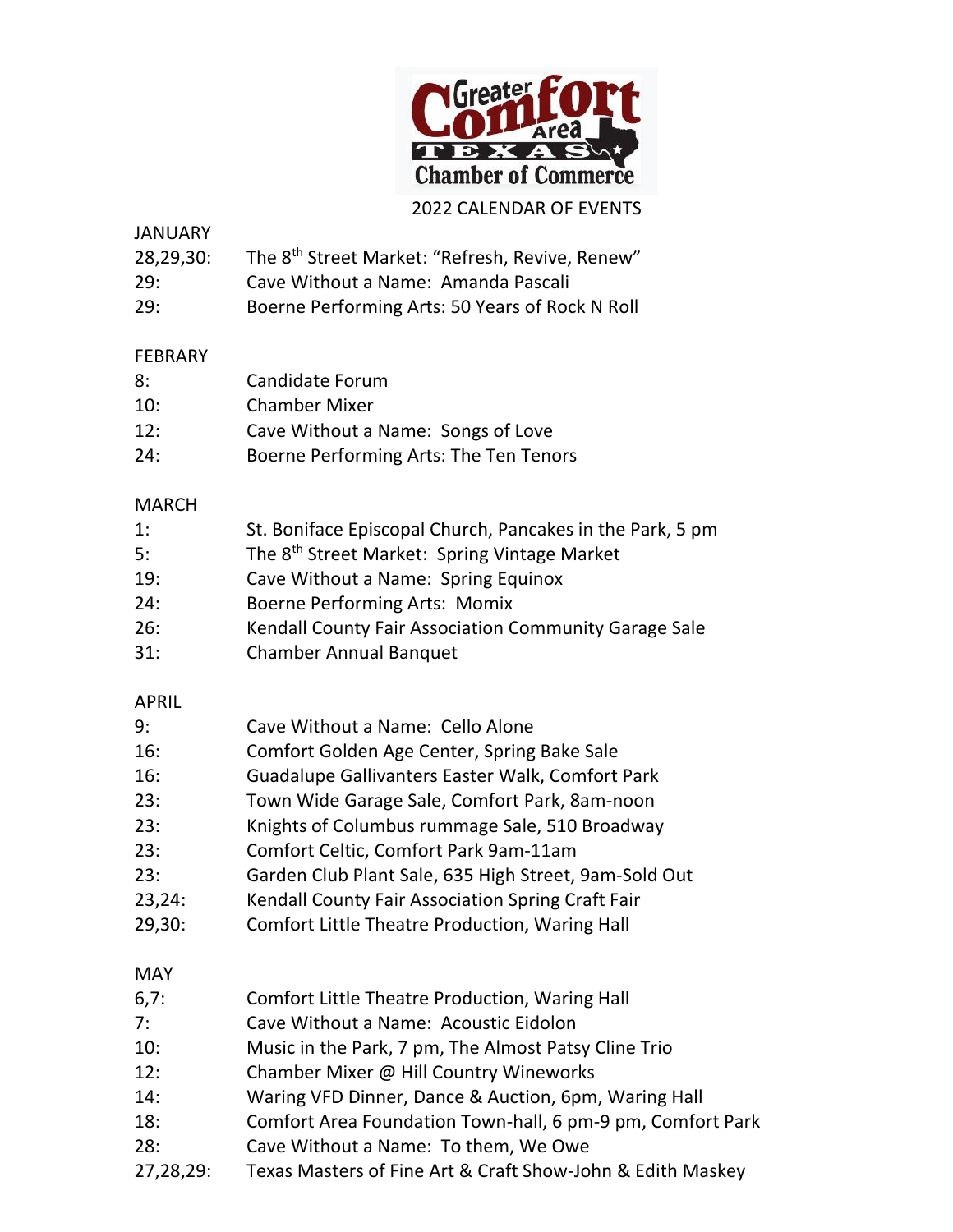# Greater Comfort Area Texas Chamber of Commerce

## 2022 CALENDAR OF EVENTS

### JANUARY

- 28,29,30: The 8th Street Market: "Refresh, Revive, Renew"
- 29: Cave Without a Name: Amanda Pascali
- 29: Boerne Performing Arts: 50 Years of Rock N Roll

### FEBRARY

- 8: Candidate Forum
- 10: Chamber Mixer
- 12: Cave Without a Name: Songs of Love
- 24: Boerne Performing Arts: The Ten Tenors

### MARCH

- 1: St. Boniface Episcopal Church, Pancakes in the Park, 5 pm
- 5: The 8th Street Market: Spring Vintage Market
- 19: Cave Without a Name: Spring Equinox
- 24: Boerne Performing Arts: Momix
- 26: Kendall County Fair Association Community Garage Sale
- 31: Chamber Annual Banquet

### APRIL

- 9: Cave Without a Name: Cello Alone
- 16: Comfort Golden Age Center, Spring Bake Sale
- 16: Guadalupe Gallivanters Easter Walk, Comfort Park
- 23: Town Wide Garage Sale, Comfort Park, 8am-noon
- 23: Knights of Columbus rummage Sale, 510 Broadway
- 23: Comfort Celtic, Comfort Park 9am-11am
- 23: Garden Club Plant Sale, 635 High Street, 9am-Sold Out
- 23,24: Kendall County Fair Association Spring Craft Fair
- 29,30: Comfort Little Theatre Production, Waring Hall

### MAY

- 6,7: Comfort Little Theatre Production, Waring Hall
- 7: Cave Without a Name: Acoustic Eidolon
- 10: Music in the Park, 7 pm, The Almost Patsy Cline Trio
- 12: Chamber Mixer @ Hill Country Wineworks
- 14: Waring VFD Dinner, Dance & Auction, 6pm, Waring Hall
- 18: Comfort Area Foundation Town-hall, 6 pm-9 pm, Comfort Park
- 28: Cave Without a Name: To them, We Owe
- 27,28,29: Texas Masters of Fine Art & Craft Show-John & Edith Maskey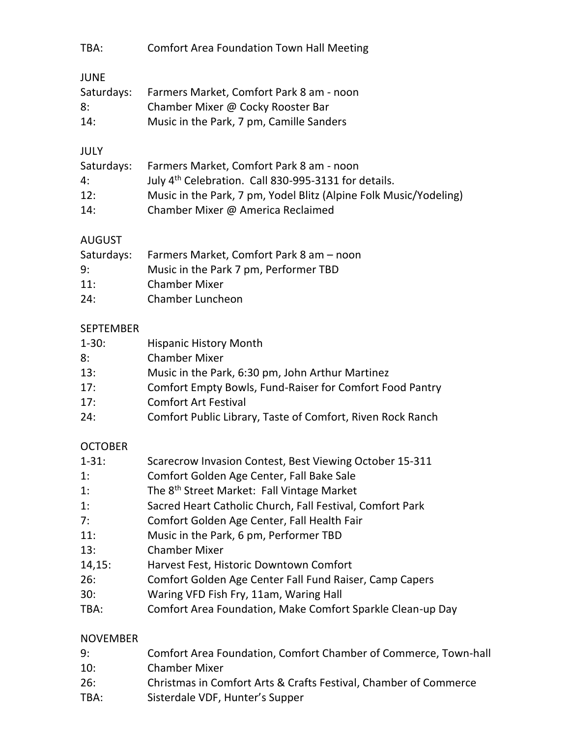TBA: Comfort Area Foundation Town Hall Meeting

JUNE

Saturdays: Farmers Market, Comfort Park 8 am - noon
8: Chamber Mixer @ Cocky Rooster Bar
14: Music in the Park, 7 pm, Camille Sanders

JULY

Saturdays: Farmers Market, Comfort Park 8 am - noon
4: July 4th Celebration. Call 830-995-3131 for details.
12: Music in the Park, 7 pm, Yodel Blitz (Alpine Folk Music/Yodeling)
14: Chamber Mixer @ America Reclaimed

AUGUST

Saturdays: Farmers Market, Comfort Park 8 am – noon
9: Music in the Park 7 pm, Performer TBD
11: Chamber Mixer
24: Chamber Luncheon

SEPTEMBER

1-30: Hispanic History Month
8: Chamber Mixer
13: Music in the Park, 6:30 pm, John Arthur Martinez
17: Comfort Empty Bowls, Fund-Raiser for Comfort Food Pantry
17: Comfort Art Festival
24: Comfort Public Library, Taste of Comfort, Riven Rock Ranch

OCTOBER

1-31: Scarecrow Invasion Contest, Best Viewing October 15-311
1: Comfort Golden Age Center, Fall Bake Sale
1: The 8th Street Market: Fall Vintage Market
1: Sacred Heart Catholic Church, Fall Festival, Comfort Park
7: Comfort Golden Age Center, Fall Health Fair
11: Music in the Park, 6 pm, Performer TBD
13: Chamber Mixer
14,15: Harvest Fest, Historic Downtown Comfort
26: Comfort Golden Age Center Fall Fund Raiser, Camp Capers
30: Waring VFD Fish Fry, 11am, Waring Hall
TBA: Comfort Area Foundation, Make Comfort Sparkle Clean-up Day

NOVEMBER

9: Comfort Area Foundation, Comfort Chamber of Commerce, Town-hall
10: Chamber Mixer
26: Christmas in Comfort Arts & Crafts Festival, Chamber of Commerce
TBA: Sisterdale VDF, Hunter's Supper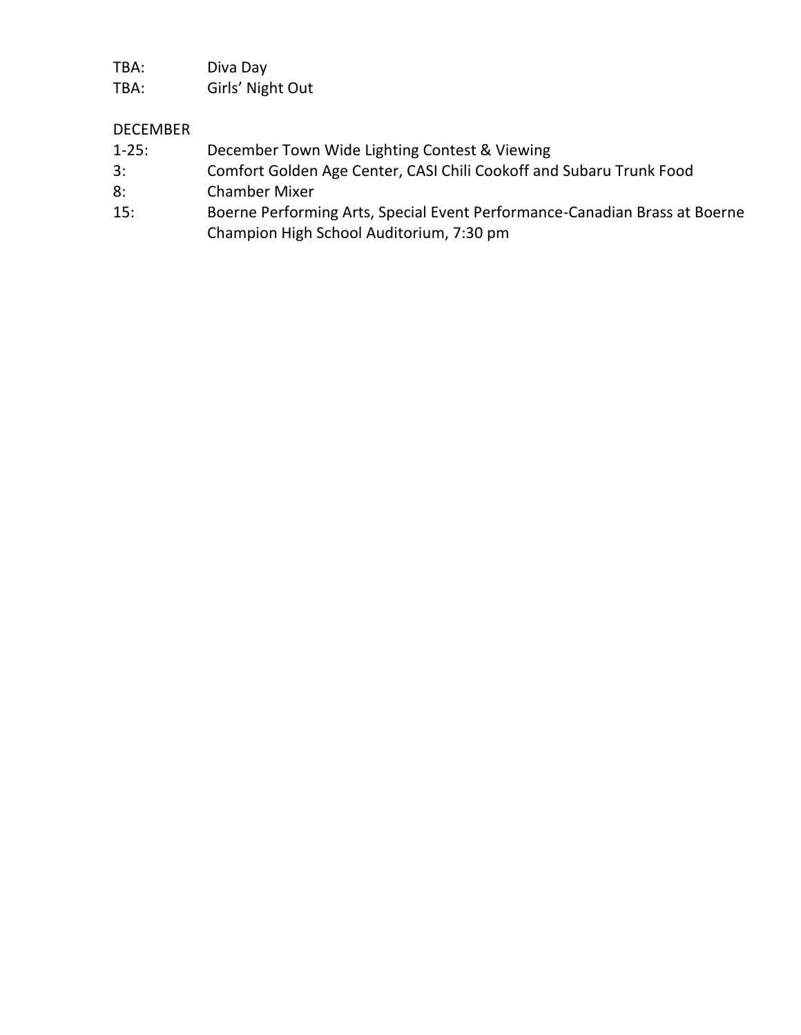TBA: Diva Day
TBA: Girls' Night Out

DECEMBER

1-25: December Town Wide Lighting Contest & Viewing
3: Comfort Golden Age Center, CASI Chili Cookoff and Subaru Trunk Food
8: Chamber Mixer
15: Boerne Performing Arts, Special Event Performance-Canadian Brass at Boerne Champion High School Auditorium, 7:30 pm